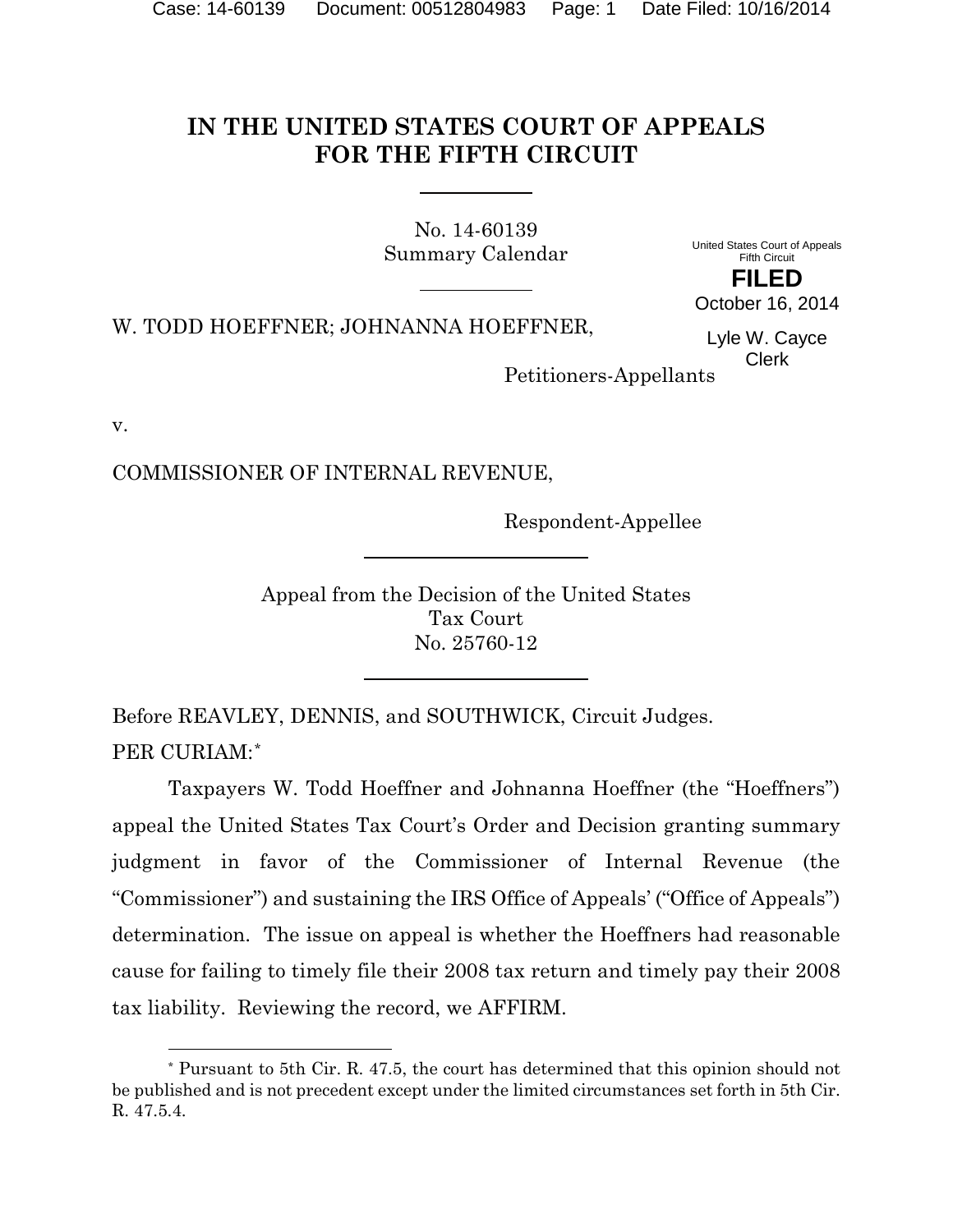# IN THE UNITED STATES COURT OF APPEALS FOR THE FIFTH CIRCUIT

No. 14-60139
Summary Calendar

United States Court of Appeals
Fifth Circuit

**FILED**

October 16, 2014

Lyle W. Cayce
Clerk

W. TODD HOEFFNER; JOHNANNA HOEFFNER,

Petitioners-Appellants

v.

COMMISSIONER OF INTERNAL REVENUE,

Respondent-Appellee

Appeal from the Decision of the United States
Tax Court
No. 25760-12

Before REAVLEY, DENNIS, and SOUTHWICK, Circuit Judges.

PER CURIAM:[*]

Taxpayers W. Todd Hoeffner and Johnanna Hoeffner (the "Hoeffners") appeal the United States Tax Court's Order and Decision granting summary judgment in favor of the Commissioner of Internal Revenue (the "Commissioner") and sustaining the IRS Office of Appeals' ("Office of Appeals") determination. The issue on appeal is whether the Hoeffners had reasonable cause for failing to timely file their 2008 tax return and timely pay their 2008 tax liability. Reviewing the record, we AFFIRM.

[*] Pursuant to 5th Cir. R. 47.5, the court has determined that this opinion should not be published and is not precedent except under the limited circumstances set forth in 5th Cir. R. 47.5.4.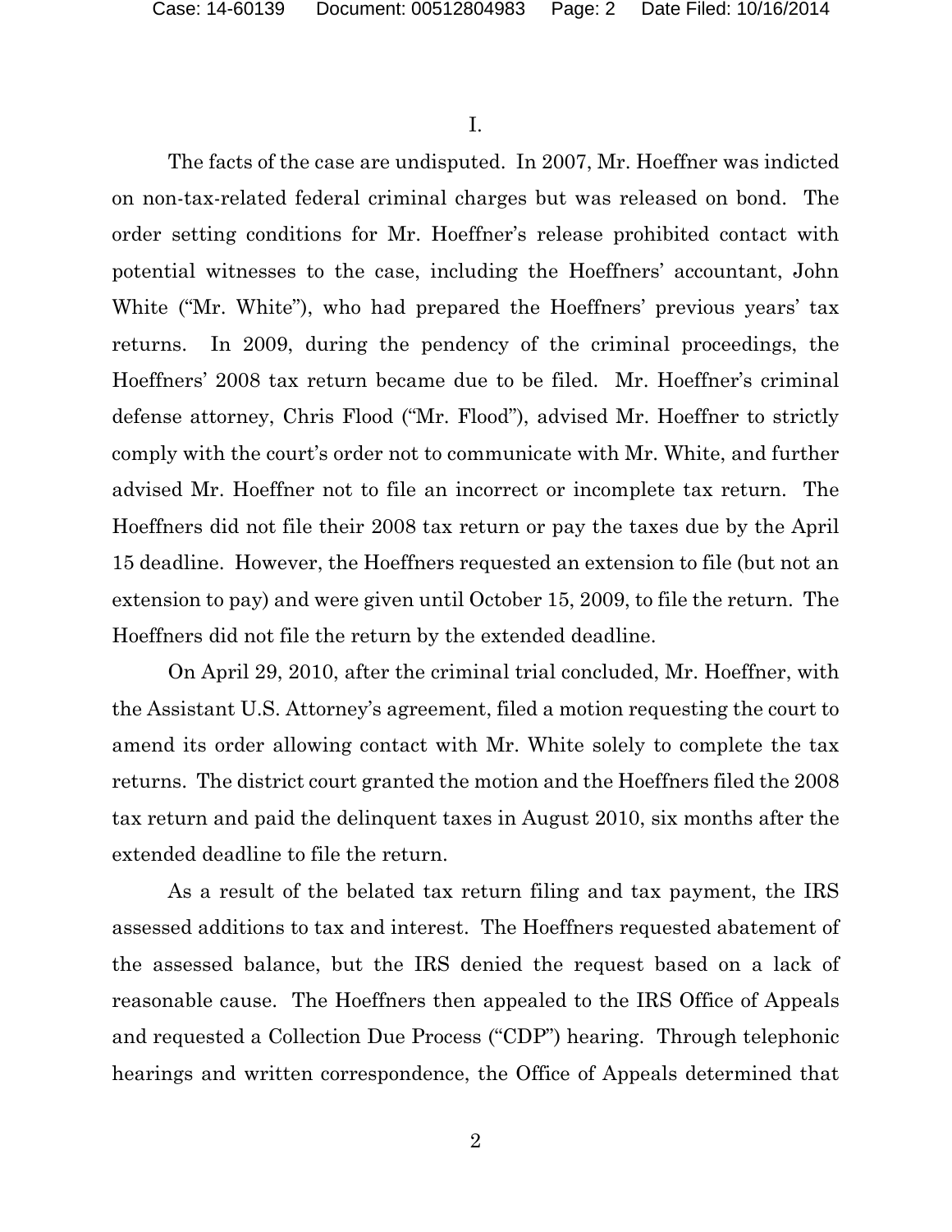I.

The facts of the case are undisputed. In 2007, Mr. Hoeffner was indicted on non-tax-related federal criminal charges but was released on bond. The order setting conditions for Mr. Hoeffner's release prohibited contact with potential witnesses to the case, including the Hoeffners' accountant, John White ("Mr. White"), who had prepared the Hoeffners' previous years' tax returns. In 2009, during the pendency of the criminal proceedings, the Hoeffners' 2008 tax return became due to be filed. Mr. Hoeffner's criminal defense attorney, Chris Flood ("Mr. Flood"), advised Mr. Hoeffner to strictly comply with the court's order not to communicate with Mr. White, and further advised Mr. Hoeffner not to file an incorrect or incomplete tax return. The Hoeffners did not file their 2008 tax return or pay the taxes due by the April 15 deadline. However, the Hoeffners requested an extension to file (but not an extension to pay) and were given until October 15, 2009, to file the return. The Hoeffners did not file the return by the extended deadline.

On April 29, 2010, after the criminal trial concluded, Mr. Hoeffner, with the Assistant U.S. Attorney's agreement, filed a motion requesting the court to amend its order allowing contact with Mr. White solely to complete the tax returns. The district court granted the motion and the Hoeffners filed the 2008 tax return and paid the delinquent taxes in August 2010, six months after the extended deadline to file the return.

As a result of the belated tax return filing and tax payment, the IRS assessed additions to tax and interest. The Hoeffners requested abatement of the assessed balance, but the IRS denied the request based on a lack of reasonable cause. The Hoeffners then appealed to the IRS Office of Appeals and requested a Collection Due Process ("CDP") hearing. Through telephonic hearings and written correspondence, the Office of Appeals determined that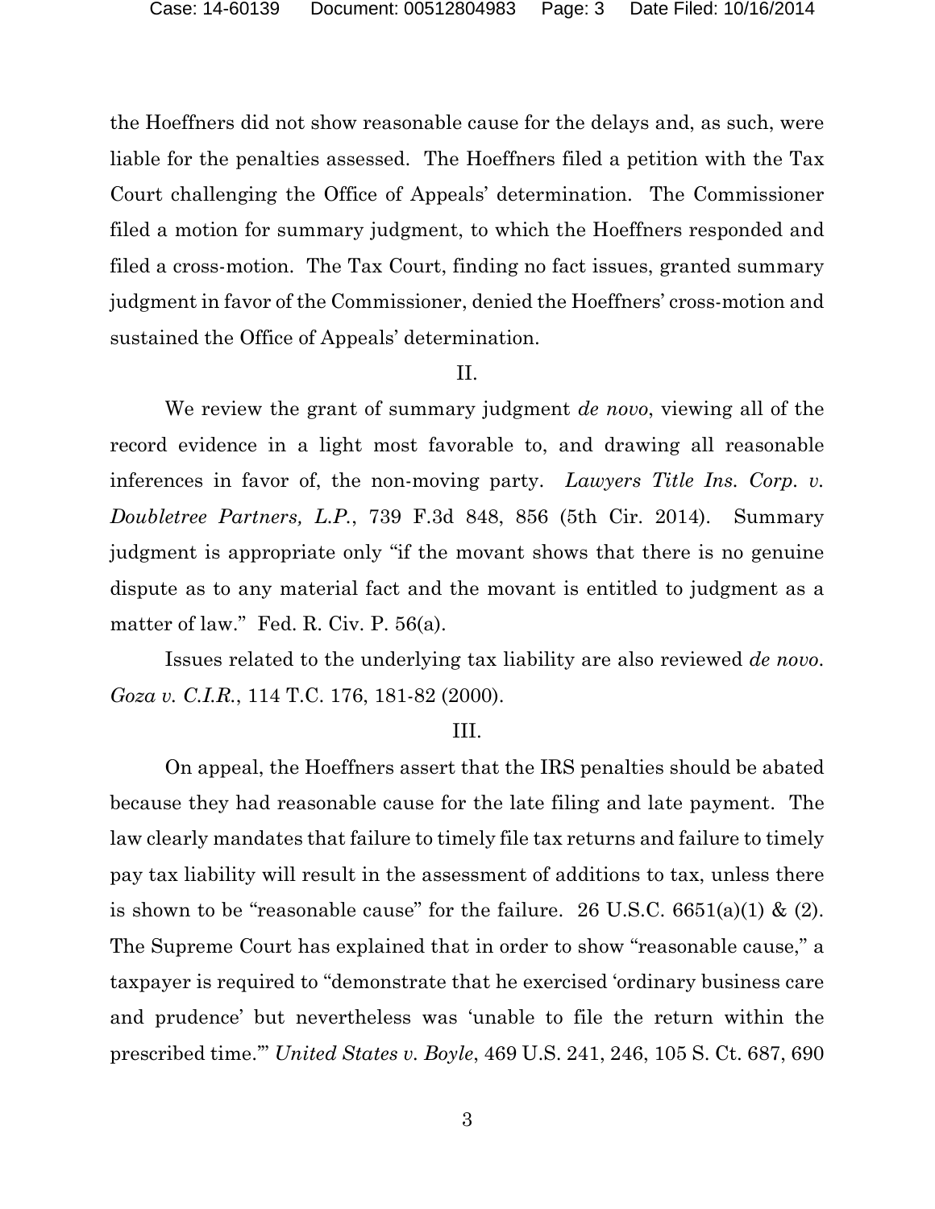the Hoeffners did not show reasonable cause for the delays and, as such, were liable for the penalties assessed. The Hoeffners filed a petition with the Tax Court challenging the Office of Appeals' determination. The Commissioner filed a motion for summary judgment, to which the Hoeffners responded and filed a cross-motion. The Tax Court, finding no fact issues, granted summary judgment in favor of the Commissioner, denied the Hoeffners' cross-motion and sustained the Office of Appeals' determination.

II.

We review the grant of summary judgment *de novo*, viewing all of the record evidence in a light most favorable to, and drawing all reasonable inferences in favor of, the non-moving party. *Lawyers Title Ins. Corp. v. Doubletree Partners, L.P.*, 739 F.3d 848, 856 (5th Cir. 2014). Summary judgment is appropriate only "if the movant shows that there is no genuine dispute as to any material fact and the movant is entitled to judgment as a matter of law." Fed. R. Civ. P. 56(a).

Issues related to the underlying tax liability are also reviewed *de novo*. *Goza v. C.I.R.*, 114 T.C. 176, 181-82 (2000).

III.

On appeal, the Hoeffners assert that the IRS penalties should be abated because they had reasonable cause for the late filing and late payment. The law clearly mandates that failure to timely file tax returns and failure to timely pay tax liability will result in the assessment of additions to tax, unless there is shown to be "reasonable cause" for the failure. 26 U.S.C. 6651(a)(1) & (2). The Supreme Court has explained that in order to show "reasonable cause," a taxpayer is required to "demonstrate that he exercised 'ordinary business care and prudence' but nevertheless was 'unable to file the return within the prescribed time.'" *United States v. Boyle*, 469 U.S. 241, 246, 105 S. Ct. 687, 690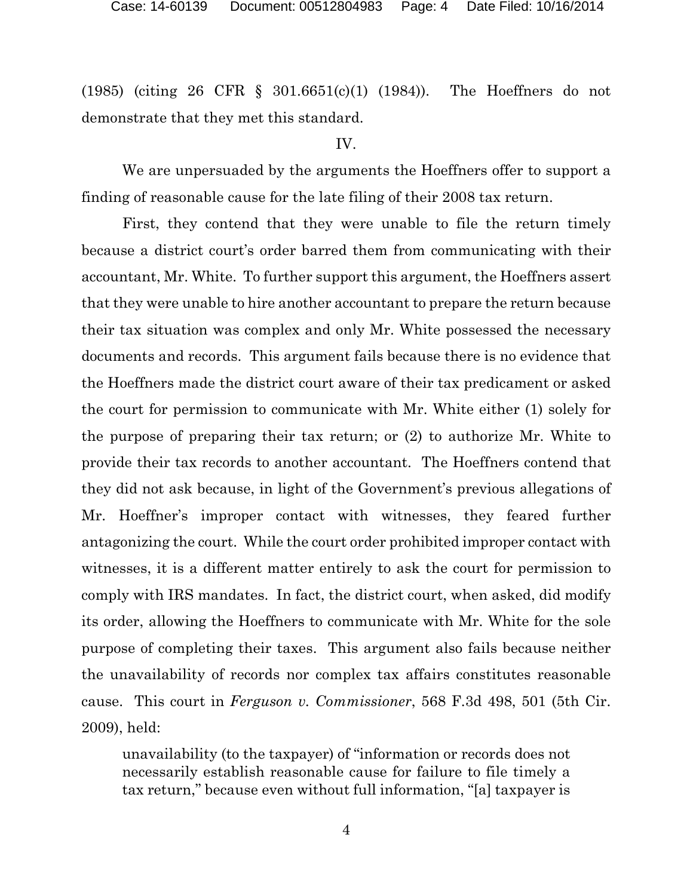(1985) (citing 26 CFR § 301.6651(c)(1) (1984)). The Hoeffners do not demonstrate that they met this standard.

IV.

We are unpersuaded by the arguments the Hoeffners offer to support a finding of reasonable cause for the late filing of their 2008 tax return.

First, they contend that they were unable to file the return timely because a district court's order barred them from communicating with their accountant, Mr. White. To further support this argument, the Hoeffners assert that they were unable to hire another accountant to prepare the return because their tax situation was complex and only Mr. White possessed the necessary documents and records. This argument fails because there is no evidence that the Hoeffners made the district court aware of their tax predicament or asked the court for permission to communicate with Mr. White either (1) solely for the purpose of preparing their tax return; or (2) to authorize Mr. White to provide their tax records to another accountant. The Hoeffners contend that they did not ask because, in light of the Government's previous allegations of Mr. Hoeffner's improper contact with witnesses, they feared further antagonizing the court. While the court order prohibited improper contact with witnesses, it is a different matter entirely to ask the court for permission to comply with IRS mandates. In fact, the district court, when asked, did modify its order, allowing the Hoeffners to communicate with Mr. White for the sole purpose of completing their taxes. This argument also fails because neither the unavailability of records nor complex tax affairs constitutes reasonable cause. This court in *Ferguson v. Commissioner*, 568 F.3d 498, 501 (5th Cir. 2009), held:

> unavailability (to the taxpayer) of "information or records does not necessarily establish reasonable cause for failure to file timely a tax return," because even without full information, "[a] taxpayer is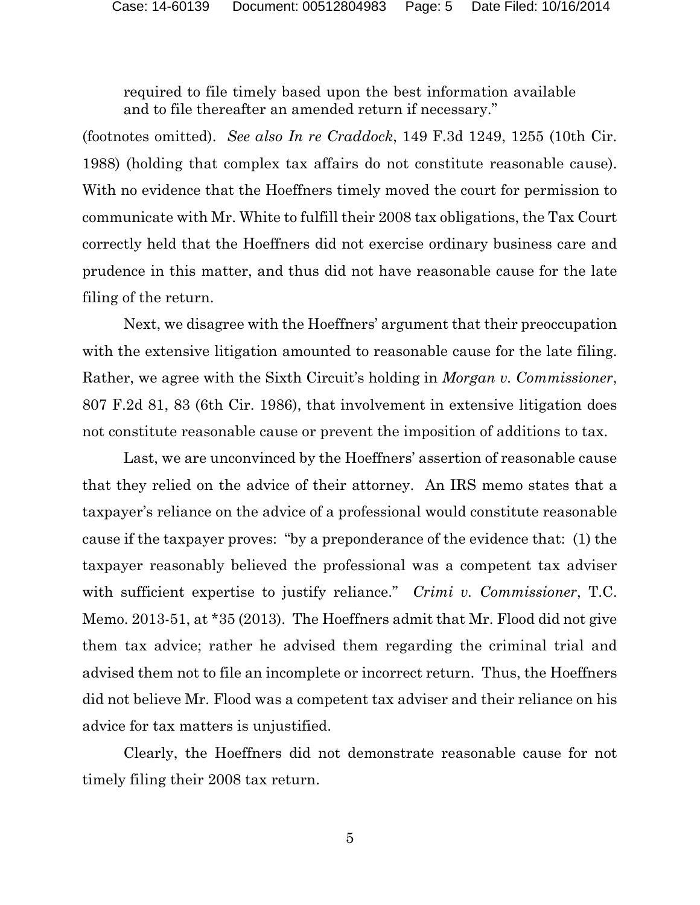> required to file timely based upon the best information available and to file thereafter an amended return if necessary."

(footnotes omitted). *See also In re Craddock*, 149 F.3d 1249, 1255 (10th Cir. 1988) (holding that complex tax affairs do not constitute reasonable cause). With no evidence that the Hoeffners timely moved the court for permission to communicate with Mr. White to fulfill their 2008 tax obligations, the Tax Court correctly held that the Hoeffners did not exercise ordinary business care and prudence in this matter, and thus did not have reasonable cause for the late filing of the return.

Next, we disagree with the Hoeffners' argument that their preoccupation with the extensive litigation amounted to reasonable cause for the late filing. Rather, we agree with the Sixth Circuit's holding in *Morgan v. Commissioner*, 807 F.2d 81, 83 (6th Cir. 1986), that involvement in extensive litigation does not constitute reasonable cause or prevent the imposition of additions to tax.

Last, we are unconvinced by the Hoeffners' assertion of reasonable cause that they relied on the advice of their attorney. An IRS memo states that a taxpayer's reliance on the advice of a professional would constitute reasonable cause if the taxpayer proves: "by a preponderance of the evidence that: (1) the taxpayer reasonably believed the professional was a competent tax adviser with sufficient expertise to justify reliance." *Crimi v. Commissioner*, T.C. Memo. 2013-51, at *35 (2013). The Hoeffners admit that Mr. Flood did not give them tax advice; rather he advised them regarding the criminal trial and advised them not to file an incomplete or incorrect return. Thus, the Hoeffners did not believe Mr. Flood was a competent tax adviser and their reliance on his advice for tax matters is unjustified.

Clearly, the Hoeffners did not demonstrate reasonable cause for not timely filing their 2008 tax return.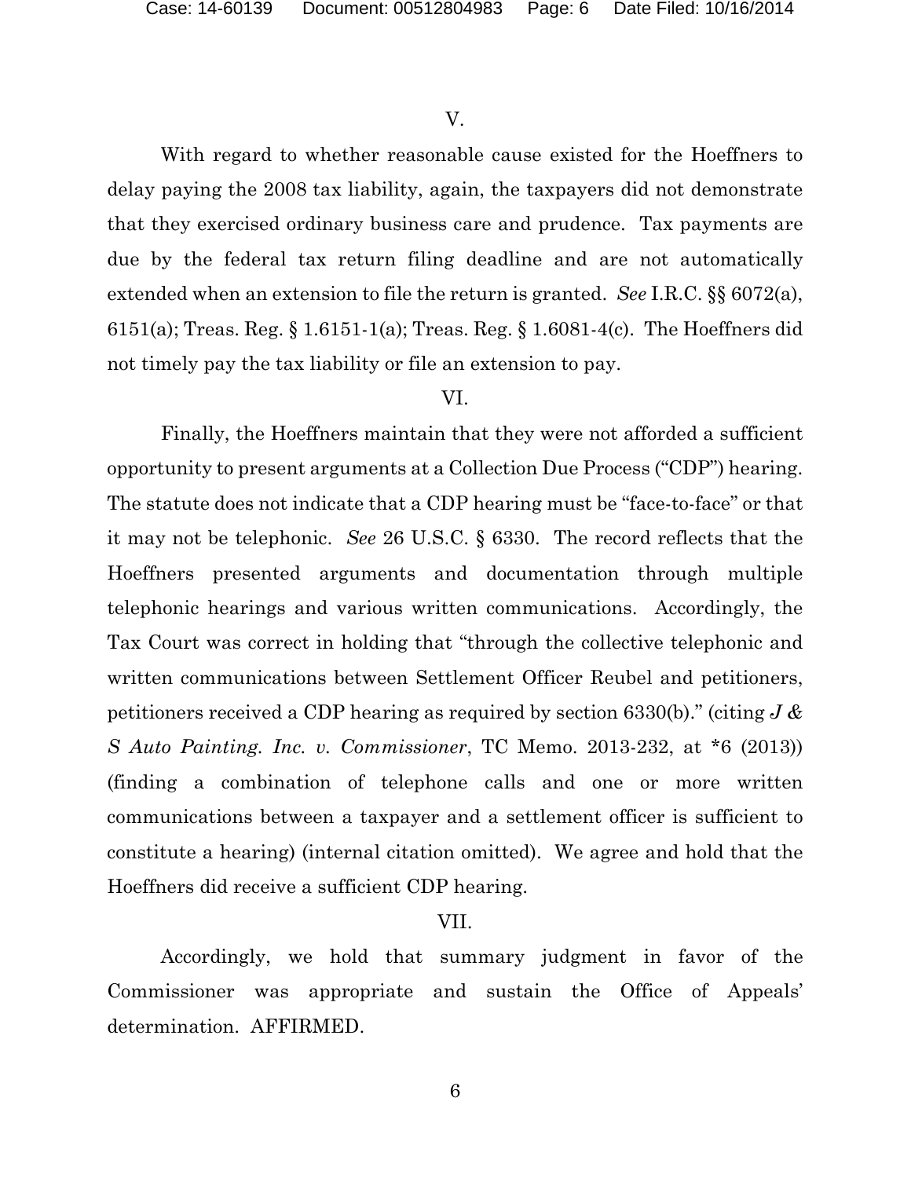V.

With regard to whether reasonable cause existed for the Hoeffners to delay paying the 2008 tax liability, again, the taxpayers did not demonstrate that they exercised ordinary business care and prudence. Tax payments are due by the federal tax return filing deadline and are not automatically extended when an extension to file the return is granted. *See* I.R.C. §§ 6072(a), 6151(a); Treas. Reg. § 1.6151-1(a); Treas. Reg. § 1.6081-4(c). The Hoeffners did not timely pay the tax liability or file an extension to pay.

VI.

Finally, the Hoeffners maintain that they were not afforded a sufficient opportunity to present arguments at a Collection Due Process ("CDP") hearing. The statute does not indicate that a CDP hearing must be "face-to-face" or that it may not be telephonic. *See* 26 U.S.C. § 6330. The record reflects that the Hoeffners presented arguments and documentation through multiple telephonic hearings and various written communications. Accordingly, the Tax Court was correct in holding that "through the collective telephonic and written communications between Settlement Officer Reubel and petitioners, petitioners received a CDP hearing as required by section 6330(b)." (citing *J & S Auto Painting. Inc. v. Commissioner*, TC Memo. 2013-232, at *6 (2013)) (finding a combination of telephone calls and one or more written communications between a taxpayer and a settlement officer is sufficient to constitute a hearing) (internal citation omitted). We agree and hold that the Hoeffners did receive a sufficient CDP hearing.

VII.

Accordingly, we hold that summary judgment in favor of the Commissioner was appropriate and sustain the Office of Appeals' determination. AFFIRMED.